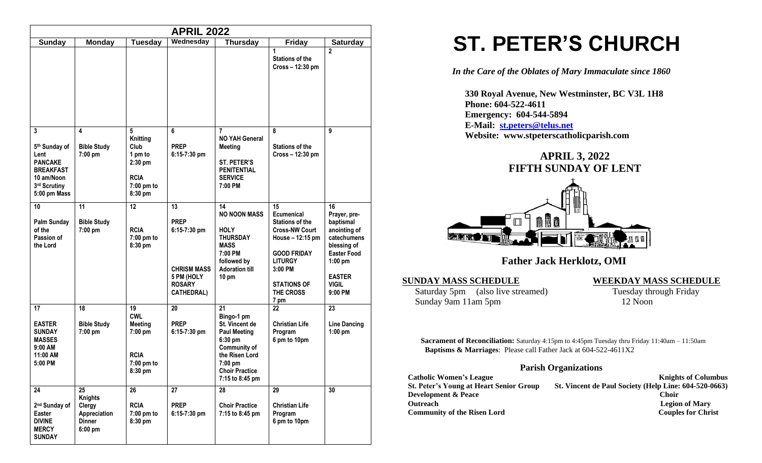| APRIL 2022 | | | | | | |
|---|---|---|---|---|---|---|
| **Sunday** | **Monday** | **Tuesday** | **Wednesday** | **Thursday** | **Friday** | **Saturday** |
| | | | | | 1 Stations of the Cross – 12:30 pm | 2 |
| 3 5th Sunday of Lent PANCAKE BREAKFAST 10 am/Noon 3rd Scrutiny 5:00 pm Mass | 4 Bible Study 7:00 pm | 5 Knitting Club 1 pm to 2:30 pm RCIA 7:00 pm to 8:30 pm | 6 PREP 6:15-7:30 pm | 7 NO YAH General Meeting ST. PETER'S PENITENTIAL SERVICE 7:00 PM | 8 Stations of the Cross – 12:30 pm | 9 |
| 10 Palm Sunday of the Passion of the Lord | 11 Bible Study 7:00 pm | 12 RCIA 7:00 pm to 8:30 pm | 13 PREP 6:15-7:30 pm CHRISM MASS 5 PM (HOLY ROSARY CATHEDRAL) | 14 NO NOON MASS HOLY THURSDAY MASS 7:00 PM followed by Adoration till 10 pm | 15 Ecumenical Stations of the Cross-NW Court House – 12:15 pm GOOD FRIDAY LITURGY 3:00 PM STATIONS OF THE CROSS 7 pm | 16 Prayer, pre-baptismal anointing of catechumens blessing of Easter Food 1:00 pm EASTER VIGIL 9:00 PM |
| 17 EASTER SUNDAY MASSES 9:00 AM 11:00 AM 5:00 PM | 18 Bible Study 7:00 pm | 19 CWL Meeting 7:00 pm RCIA 7:00 pm to 8:30 pm | 20 PREP 6:15-7:30 pm | 21 Bingo-1 pm St. Vincent de Paul Meeting 6:30 pm Community of the Risen Lord 7:00 pm Choir Practice 7:15 to 8:45 pm | 22 Christian Life Program 6 pm to 10pm | 23 Line Dancing 1:00 pm |
| 24 2nd Sunday of Easter DIVINE MERCY SUNDAY | 25 Knights Clergy Appreciation Dinner 6:00 pm | 26 RCIA 7:00 pm to 8:30 pm | 27 PREP 6:15-7:30 pm | 28 Choir Practice 7:15 to 8:45 pm | 29 Christian Life Program 6 pm to 10pm | 30 |

# ST. PETER'S CHURCH

*In the Care of the Oblates of Mary Immaculate since 1860*

**330 Royal Avenue, New Westminster, BC V3L 1H8**
**Phone: 604-522-4611**
**Emergency: 604-544-5894**
**E-Mail: st.peters@telus.net**
**Website: www.stpeterscatholicparish.com**

## APRIL 3, 2022
## FIFTH SUNDAY OF LENT

### Father Jack Herklotz, OMI

**SUNDAY MASS SCHEDULE**
Saturday 5pm (also live streamed)
Sunday 9am 11am 5pm

**WEEKDAY MASS SCHEDULE**
Tuesday through Friday
12 Noon

**Sacrament of Reconciliation:** Saturday 4:15pm to 4:45pm Tuesday thru Friday 11:40am – 11:50am
**Baptisms & Marriages**: Please call Father Jack at 604-522-4611X2

### Parish Organizations

**Catholic Women's League**
**St. Peter's Young at Heart Senior Group**
**Development & Peace**
**Outreach**
**Community of the Risen Lord**
**Knights of Columbus**
**St. Vincent de Paul Society (Help Line: 604-520-0663)**
**Choir**
**Legion of Mary**
**Couples for Christ**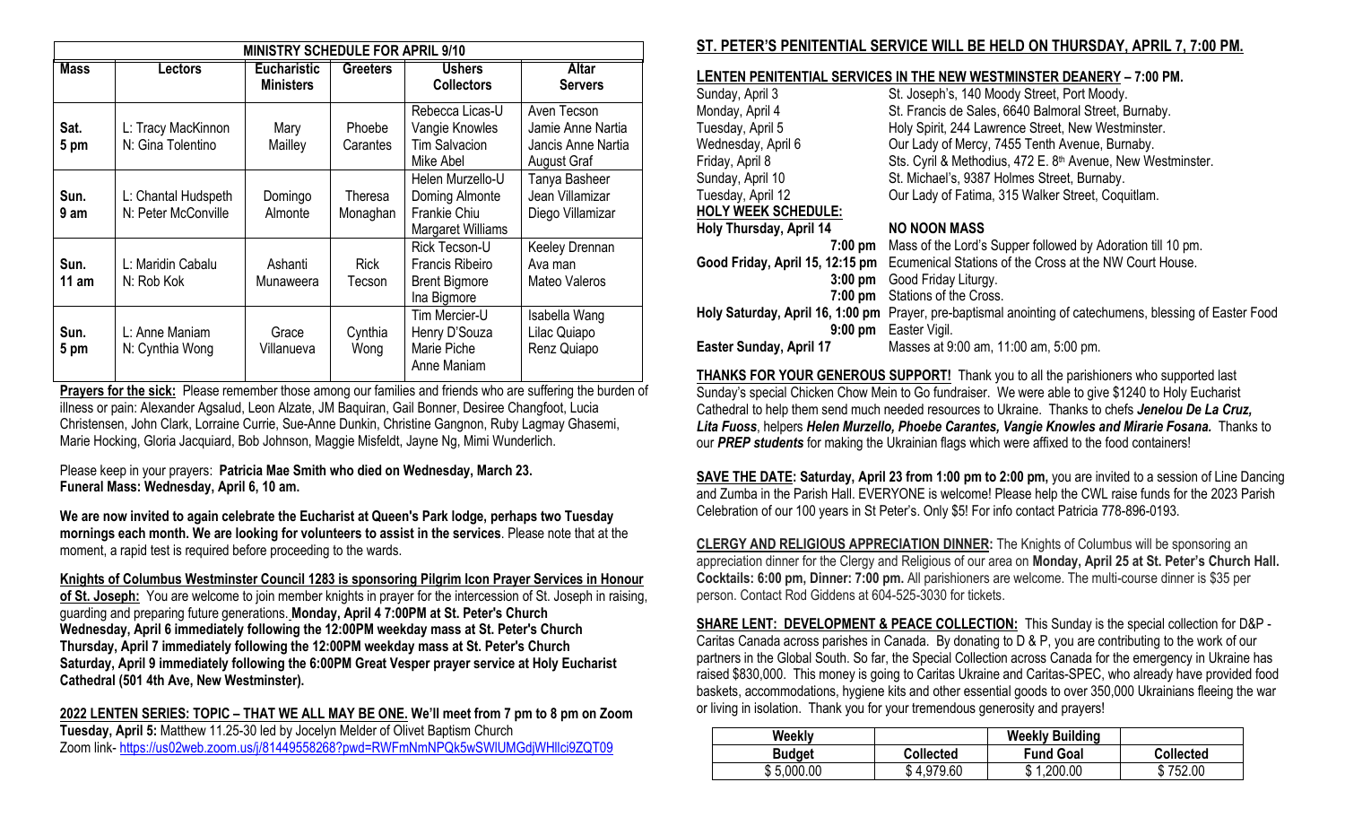| MINISTRY SCHEDULE FOR APRIL 9/10 | | | | | |
|---|---|---|---|---|---|
| **Mass** | **Lectors** | **Eucharistic Ministers** | **Greeters** | **Ushers Collectors** | **Altar Servers** |
| **Sat. 5 pm** | L: Tracy MacKinnon N: Gina Tolentino | Mary Mailley | Phoebe Carantes | Rebecca Licas-U Vangie Knowles Tim Salvacion Mike Abel | Aven Tecson Jamie Anne Nartia Jancis Anne Nartia August Graf |
| **Sun. 9 am** | L: Chantal Hudspeth N: Peter McConville | Domingo Almonte | Theresa Monaghan | Helen Murzello-U Doming Almonte Frankie Chiu Margaret Williams | Tanya Basheer Jean Villamizar Diego Villamizar |
| **Sun. 11 am** | L: Maridin Cabalu N: Rob Kok | Ashanti Munaweera | Rick Tecson | Rick Tecson-U Francis Ribeiro Brent Bigmore Ina Bigmore | Keeley Drennan Ava man Mateo Valeros |
| **Sun. 5 pm** | L: Anne Maniam N: Cynthia Wong | Grace Villanueva | Cynthia Wong | Tim Mercier-U Henry D'Souza Marie Piche Anne Maniam | Isabella Wang Lilac Quiapo Renz Quiapo |

**Prayers for the sick:** Please remember those among our families and friends who are suffering the burden of illness or pain: Alexander Agsalud, Leon Alzate, JM Baquiran, Gail Bonner, Desiree Changfoot, Lucia Christensen, John Clark, Lorraine Currie, Sue-Anne Dunkin, Christine Gangnon, Ruby Lagmay Ghasemi, Marie Hocking, Gloria Jacquiard, Bob Johnson, Maggie Misfeldt, Jayne Ng, Mimi Wunderlich.

Please keep in your prayers: **Patricia Mae Smith who died on Wednesday, March 23. Funeral Mass: Wednesday, April 6, 10 am.**

**We are now invited to again celebrate the Eucharist at Queen's Park lodge, perhaps two Tuesday mornings each month. We are looking for volunteers to assist in the services**. Please note that at the moment, a rapid test is required before proceeding to the wards.

**Knights of Columbus Westminster Council 1283 is sponsoring Pilgrim Icon Prayer Services in Honour of St. Joseph:** You are welcome to join member knights in prayer for the intercession of St. Joseph in raising, guarding and preparing future generations. **Monday, April 4 7:00PM at St. Peter's Church**
**Wednesday, April 6 immediately following the 12:00PM weekday mass at St. Peter's Church**
**Thursday, April 7 immediately following the 12:00PM weekday mass at St. Peter's Church**
**Saturday, April 9 immediately following the 6:00PM Great Vesper prayer service at Holy Eucharist Cathedral (501 4th Ave, New Westminster).**

**2022 LENTEN SERIES: TOPIC – THAT WE ALL MAY BE ONE. We'll meet from 7 pm to 8 pm on Zoom**
**Tuesday, April 5:** Matthew 11.25-30 led by Jocelyn Melder of Olivet Baptism Church
Zoom link- https://us02web.zoom.us/j/81449558268?pwd=RWFmNmNPQk5wSWlUMGdjWHllci9ZQT09

## ST. PETER'S PENITENTIAL SERVICE WILL BE HELD ON THURSDAY, APRIL 7, 7:00 PM.

**LENTEN PENITENTIAL SERVICES IN THE NEW WESTMINSTER DEANERY – 7:00 PM.**

Sunday, April 3 — St. Joseph's, 140 Moody Street, Port Moody.
Monday, April 4 — St. Francis de Sales, 6640 Balmoral Street, Burnaby.
Tuesday, April 5 — Holy Spirit, 244 Lawrence Street, New Westminster.
Wednesday, April 6 — Our Lady of Mercy, 7455 Tenth Avenue, Burnaby.
Friday, April 8 — Sts. Cyril & Methodius, 472 E. 8th Avenue, New Westminster.
Sunday, April 10 — St. Michael's, 9387 Holmes Street, Burnaby.
Tuesday, April 12 — Our Lady of Fatima, 315 Walker Street, Coquitlam.

**HOLY WEEK SCHEDULE:**

**Holy Thursday, April 14** — **NO NOON MASS**
**7:00 pm** — Mass of the Lord's Supper followed by Adoration till 10 pm.
**Good Friday, April 15, 12:15 pm** — Ecumenical Stations of the Cross at the NW Court House.
**3:00 pm** — Good Friday Liturgy.
**7:00 pm** — Stations of the Cross.
**Holy Saturday, April 16, 1:00 pm** — Prayer, pre-baptismal anointing of catechumens, blessing of Easter Food
**9:00 pm** — Easter Vigil.
**Easter Sunday, April 17** — Masses at 9:00 am, 11:00 am, 5:00 pm.

**THANKS FOR YOUR GENEROUS SUPPORT!** Thank you to all the parishioners who supported last Sunday's special Chicken Chow Mein to Go fundraiser. We were able to give $1240 to Holy Eucharist Cathedral to help them send much needed resources to Ukraine. Thanks to chefs ***Jenelou De La Cruz, Lita Fuoss***, helpers ***Helen Murzello, Phoebe Carantes, Vangie Knowles and Mirarie Fosana.*** Thanks to our ***PREP students*** for making the Ukrainian flags which were affixed to the food containers!

**SAVE THE DATE: Saturday, April 23 from 1:00 pm to 2:00 pm,** you are invited to a session of Line Dancing and Zumba in the Parish Hall. EVERYONE is welcome! Please help the CWL raise funds for the 2023 Parish Celebration of our 100 years in St Peter's. Only $5! For info contact Patricia 778-896-0193.

**CLERGY AND RELIGIOUS APPRECIATION DINNER:** The Knights of Columbus will be sponsoring an appreciation dinner for the Clergy and Religious of our area on **Monday, April 25 at St. Peter's Church Hall. Cocktails: 6:00 pm, Dinner: 7:00 pm.** All parishioners are welcome. The multi-course dinner is $35 per person. Contact Rod Giddens at 604-525-3030 for tickets.

**SHARE LENT: DEVELOPMENT & PEACE COLLECTION:** This Sunday is the special collection for D&P - Caritas Canada across parishes in Canada. By donating to D & P, you are contributing to the work of our partners in the Global South. So far, the Special Collection across Canada for the emergency in Ukraine has raised $830,000. This money is going to Caritas Ukraine and Caritas-SPEC, who already have provided food baskets, accommodations, hygiene kits and other essential goods to over 350,000 Ukrainians fleeing the war or living in isolation. Thank you for your tremendous generosity and prayers!

| Weekly Budget | Collected | Weekly Building Fund Goal | Collected |
|---|---|---|---|
| $ 5,000.00 | $ 4,979.60 | $ 1,200.00 | $ 752.00 |